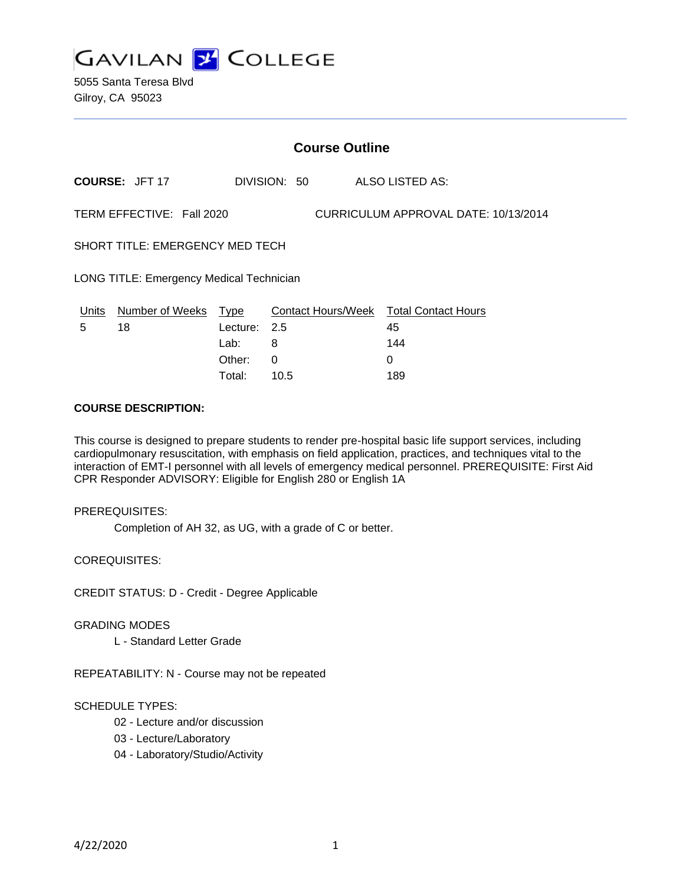# GAVILAN COLLEGE

5055 Santa Teresa Blvd
Gilroy, CA 95023

## Course Outline

**COURSE:** JFT 17 DIVISION: 50 ALSO LISTED AS:

TERM EFFECTIVE: Fall 2020 CURRICULUM APPROVAL DATE: 10/13/2014

SHORT TITLE: EMERGENCY MED TECH

LONG TITLE: Emergency Medical Technician

| Units | Number of Weeks | Type | Contact Hours/Week | Total Contact Hours |
|---|---|---|---|---|
| 5 | 18 | Lecture: | 2.5 | 45 |
| | | Lab: | 8 | 144 |
| | | Other: | 0 | 0 |
| | | Total: | 10.5 | 189 |

**COURSE DESCRIPTION:**

This course is designed to prepare students to render pre-hospital basic life support services, including cardiopulmonary resuscitation, with emphasis on field application, practices, and techniques vital to the interaction of EMT-I personnel with all levels of emergency medical personnel. PREREQUISITE: First Aid CPR Responder ADVISORY: Eligible for English 280 or English 1A

PREREQUISITES:

Completion of AH 32, as UG, with a grade of C or better.

COREQUISITES:

CREDIT STATUS: D - Credit - Degree Applicable

GRADING MODES

L - Standard Letter Grade

REPEATABILITY: N - Course may not be repeated

SCHEDULE TYPES:

02 - Lecture and/or discussion
03 - Lecture/Laboratory
04 - Laboratory/Studio/Activity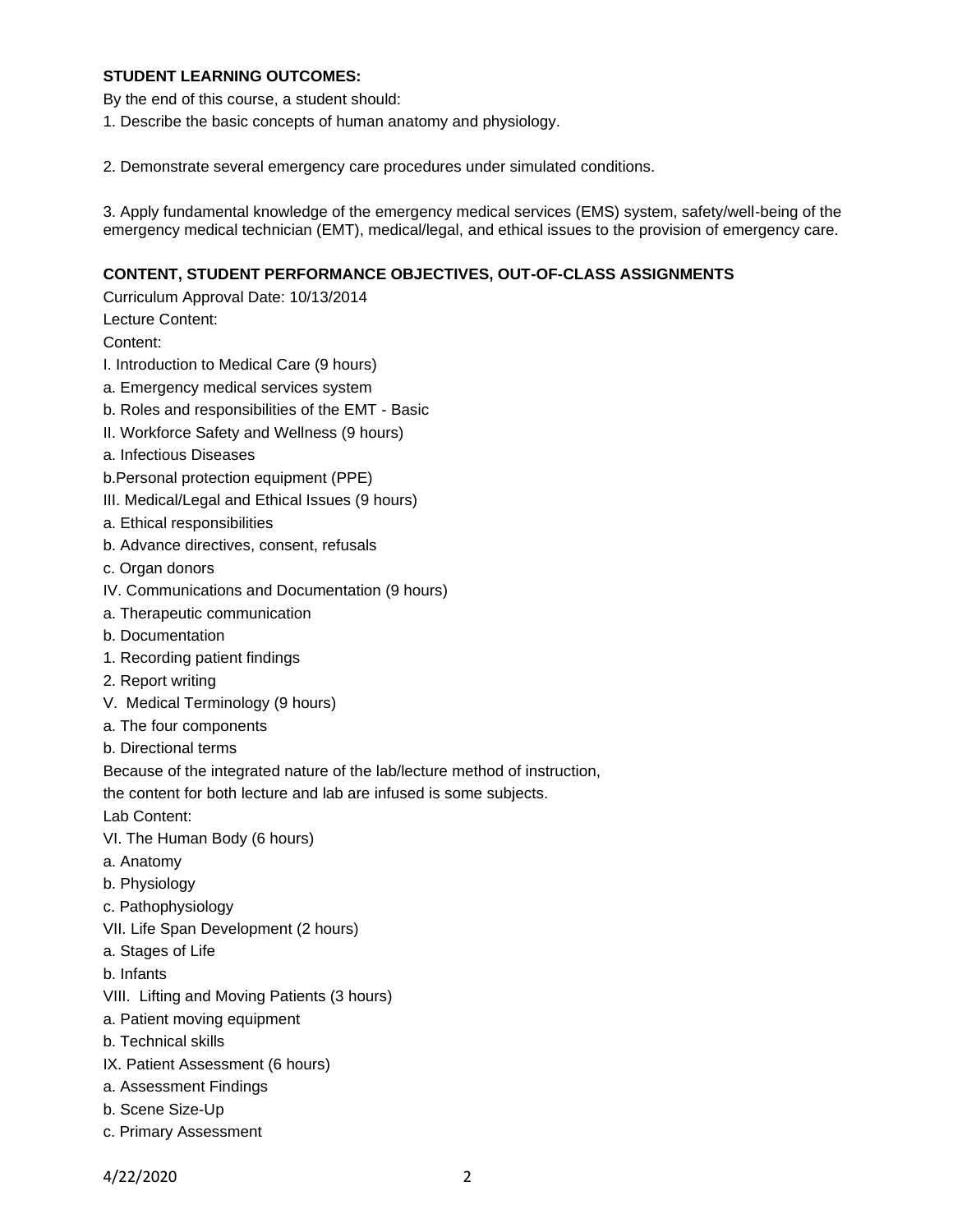**STUDENT LEARNING OUTCOMES:**

By the end of this course, a student should:

1. Describe the basic concepts of human anatomy and physiology.

2. Demonstrate several emergency care procedures under simulated conditions.

3. Apply fundamental knowledge of the emergency medical services (EMS) system, safety/well-being of the emergency medical technician (EMT), medical/legal, and ethical issues to the provision of emergency care.

**CONTENT, STUDENT PERFORMANCE OBJECTIVES, OUT-OF-CLASS ASSIGNMENTS**

Curriculum Approval Date: 10/13/2014

Lecture Content:

Content:

I. Introduction to Medical Care (9 hours)

a. Emergency medical services system

b. Roles and responsibilities of the EMT - Basic

II. Workforce Safety and Wellness (9 hours)

a. Infectious Diseases

b.Personal protection equipment (PPE)

III. Medical/Legal and Ethical Issues (9 hours)

a. Ethical responsibilities

b. Advance directives, consent, refusals

c. Organ donors

IV. Communications and Documentation (9 hours)

a. Therapeutic communication

b. Documentation

1. Recording patient findings

2. Report writing

V. Medical Terminology (9 hours)

a. The four components

b. Directional terms

Because of the integrated nature of the lab/lecture method of instruction,
the content for both lecture and lab are infused is some subjects.

Lab Content:

VI. The Human Body (6 hours)

a. Anatomy

b. Physiology

c. Pathophysiology

VII. Life Span Development (2 hours)

a. Stages of Life

b. Infants

VIII. Lifting and Moving Patients (3 hours)

a. Patient moving equipment

b. Technical skills

IX. Patient Assessment (6 hours)

a. Assessment Findings

b. Scene Size-Up

c. Primary Assessment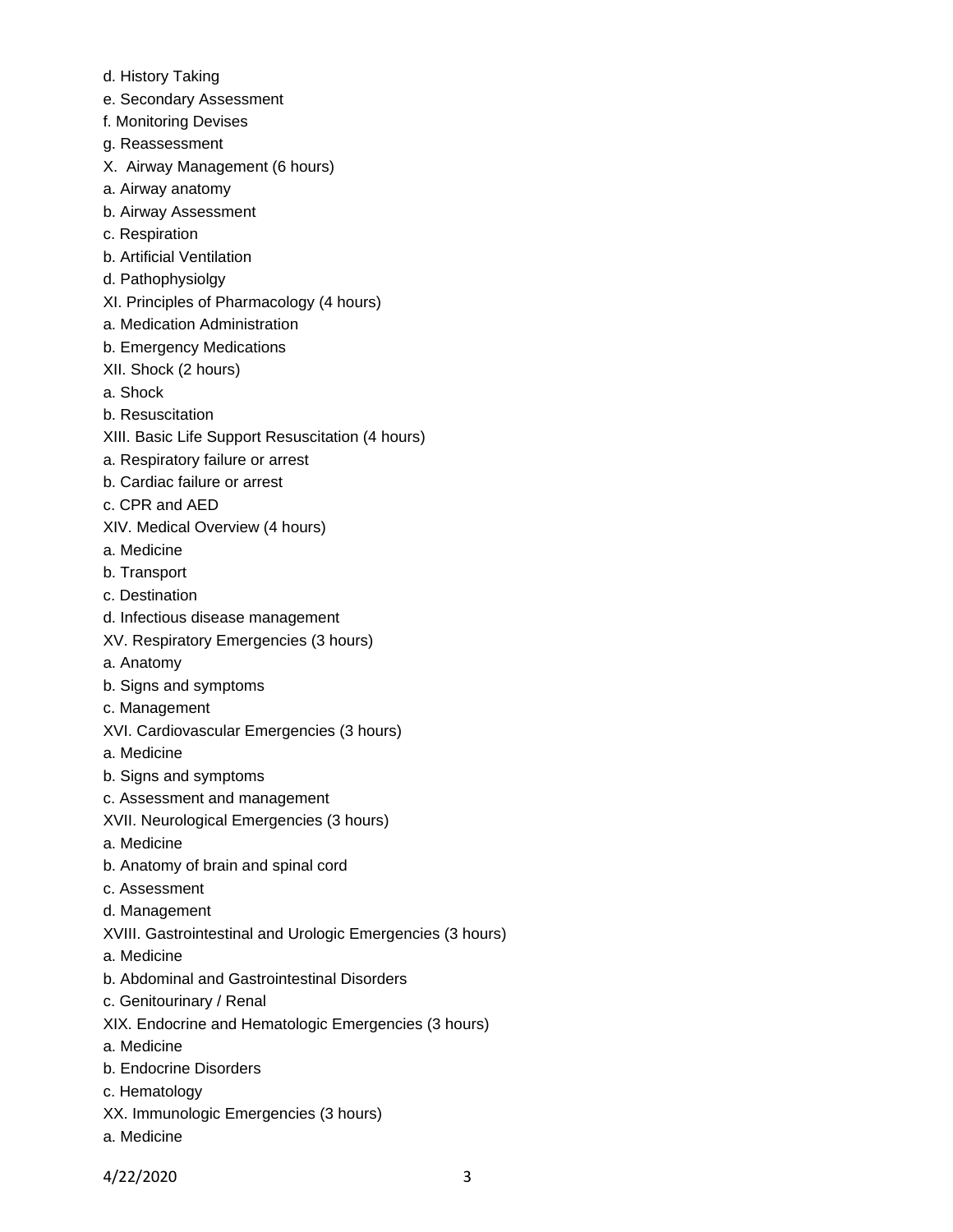d. History Taking

e. Secondary Assessment

f. Monitoring Devises

g. Reassessment

X. Airway Management (6 hours)

a. Airway anatomy

b. Airway Assessment

c. Respiration

b. Artificial Ventilation

d. Pathophysiolgy

XI. Principles of Pharmacology (4 hours)

a. Medication Administration

b. Emergency Medications

XII. Shock (2 hours)

a. Shock

b. Resuscitation

XIII. Basic Life Support Resuscitation (4 hours)

a. Respiratory failure or arrest

b. Cardiac failure or arrest

c. CPR and AED

XIV. Medical Overview (4 hours)

a. Medicine

b. Transport

c. Destination

d. Infectious disease management

XV. Respiratory Emergencies (3 hours)

a. Anatomy

b. Signs and symptoms

c. Management

XVI. Cardiovascular Emergencies (3 hours)

a. Medicine

b. Signs and symptoms

c. Assessment and management

XVII. Neurological Emergencies (3 hours)

a. Medicine

b. Anatomy of brain and spinal cord

c. Assessment

d. Management

XVIII. Gastrointestinal and Urologic Emergencies (3 hours)

a. Medicine

b. Abdominal and Gastrointestinal Disorders

c. Genitourinary / Renal

XIX. Endocrine and Hematologic Emergencies (3 hours)

a. Medicine

b. Endocrine Disorders

c. Hematology

XX. Immunologic Emergencies (3 hours)

a. Medicine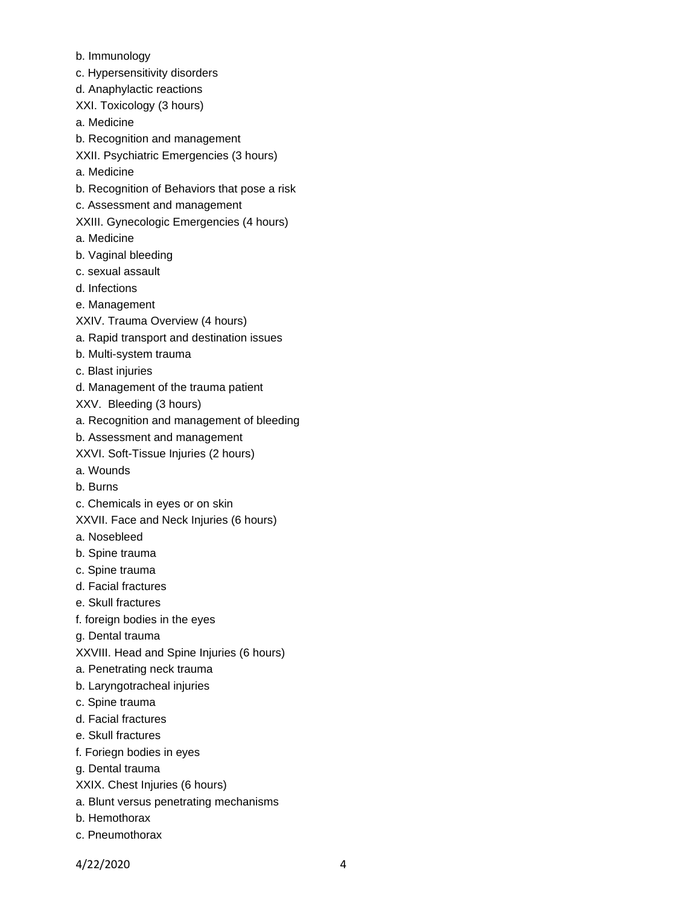b. Immunology

c. Hypersensitivity disorders

d. Anaphylactic reactions

XXI. Toxicology (3 hours)

a. Medicine

b. Recognition and management

XXII. Psychiatric Emergencies (3 hours)

a. Medicine

b. Recognition of Behaviors that pose a risk

c. Assessment and management

XXIII. Gynecologic Emergencies (4 hours)

a. Medicine

b. Vaginal bleeding

c. sexual assault

d. Infections

e. Management

XXIV. Trauma Overview (4 hours)

a. Rapid transport and destination issues

b. Multi-system trauma

c. Blast injuries

d. Management of the trauma patient

XXV.  Bleeding (3 hours)

a. Recognition and management of bleeding

b. Assessment and management

XXVI. Soft-Tissue Injuries (2 hours)

a. Wounds

b. Burns

c. Chemicals in eyes or on skin

XXVII. Face and Neck Injuries (6 hours)

a. Nosebleed

b. Spine trauma

c. Spine trauma

d. Facial fractures

e. Skull fractures

f. foreign bodies in the eyes

g. Dental trauma

XXVIII. Head and Spine Injuries (6 hours)

a. Penetrating neck trauma

b. Laryngotracheal injuries

c. Spine trauma

d. Facial fractures

e. Skull fractures

f. Foriegn bodies in eyes

g. Dental trauma

XXIX. Chest Injuries (6 hours)

a. Blunt versus penetrating mechanisms

b. Hemothorax

c. Pneumothorax

4/22/2020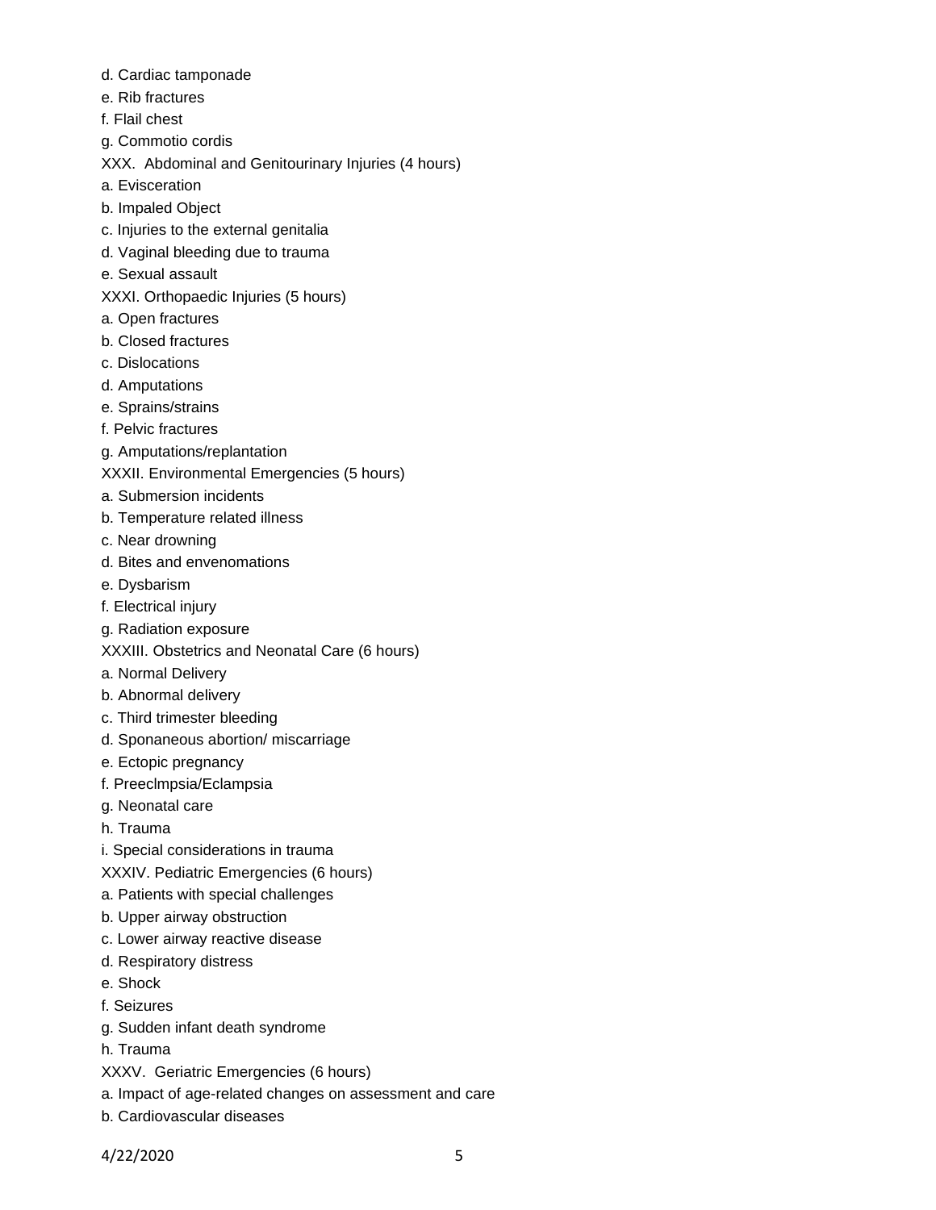d. Cardiac tamponade

e. Rib fractures

f. Flail chest

g. Commotio cordis

XXX. Abdominal and Genitourinary Injuries (4 hours)

a. Evisceration

b. Impaled Object

c. Injuries to the external genitalia

d. Vaginal bleeding due to trauma

e. Sexual assault

XXXI. Orthopaedic Injuries (5 hours)

a. Open fractures

b. Closed fractures

c. Dislocations

d. Amputations

e. Sprains/strains

f. Pelvic fractures

g. Amputations/replantation

XXXII. Environmental Emergencies (5 hours)

a. Submersion incidents

b. Temperature related illness

c. Near drowning

d. Bites and envenomations

e. Dysbarism

f. Electrical injury

g. Radiation exposure

XXXIII. Obstetrics and Neonatal Care (6 hours)

a. Normal Delivery

b. Abnormal delivery

c. Third trimester bleeding

d. Sponaneous abortion/ miscarriage

e. Ectopic pregnancy

f. Preeclmpsia/Eclampsia

g. Neonatal care

h. Trauma

i. Special considerations in trauma

XXXIV. Pediatric Emergencies (6 hours)

a. Patients with special challenges

b. Upper airway obstruction

c. Lower airway reactive disease

d. Respiratory distress

e. Shock

f. Seizures

g. Sudden infant death syndrome

h. Trauma

XXXV. Geriatric Emergencies (6 hours)

a. Impact of age-related changes on assessment and care

b. Cardiovascular diseases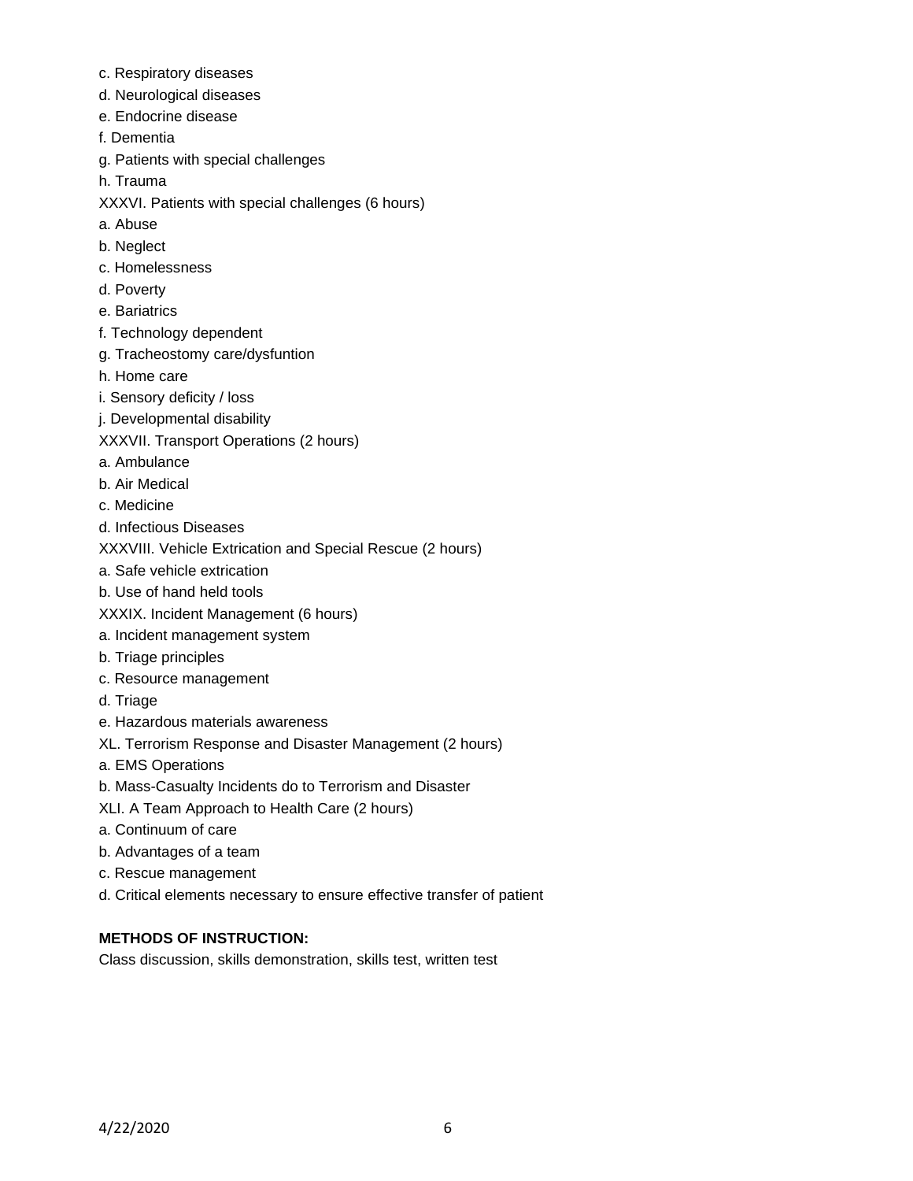c. Respiratory diseases

d. Neurological diseases

e. Endocrine disease

f. Dementia

g. Patients with special challenges

h. Trauma

XXXVI. Patients with special challenges (6 hours)

a. Abuse

b. Neglect

c. Homelessness

d. Poverty

e. Bariatrics

f. Technology dependent

g. Tracheostomy care/dysfuntion

h. Home care

i. Sensory deficity / loss

j. Developmental disability

XXXVII. Transport Operations (2 hours)

a. Ambulance

b. Air Medical

c. Medicine

d. Infectious Diseases

XXXVIII. Vehicle Extrication and Special Rescue (2 hours)

a. Safe vehicle extrication

b. Use of hand held tools

XXXIX. Incident Management (6 hours)

a. Incident management system

b. Triage principles

c. Resource management

d. Triage

e. Hazardous materials awareness

XL. Terrorism Response and Disaster Management (2 hours)

a. EMS Operations

b. Mass-Casualty Incidents do to Terrorism and Disaster

XLI. A Team Approach to Health Care (2 hours)

a. Continuum of care

b. Advantages of a team

c. Rescue management

d. Critical elements necessary to ensure effective transfer of patient

**METHODS OF INSTRUCTION:**

Class discussion, skills demonstration, skills test, written test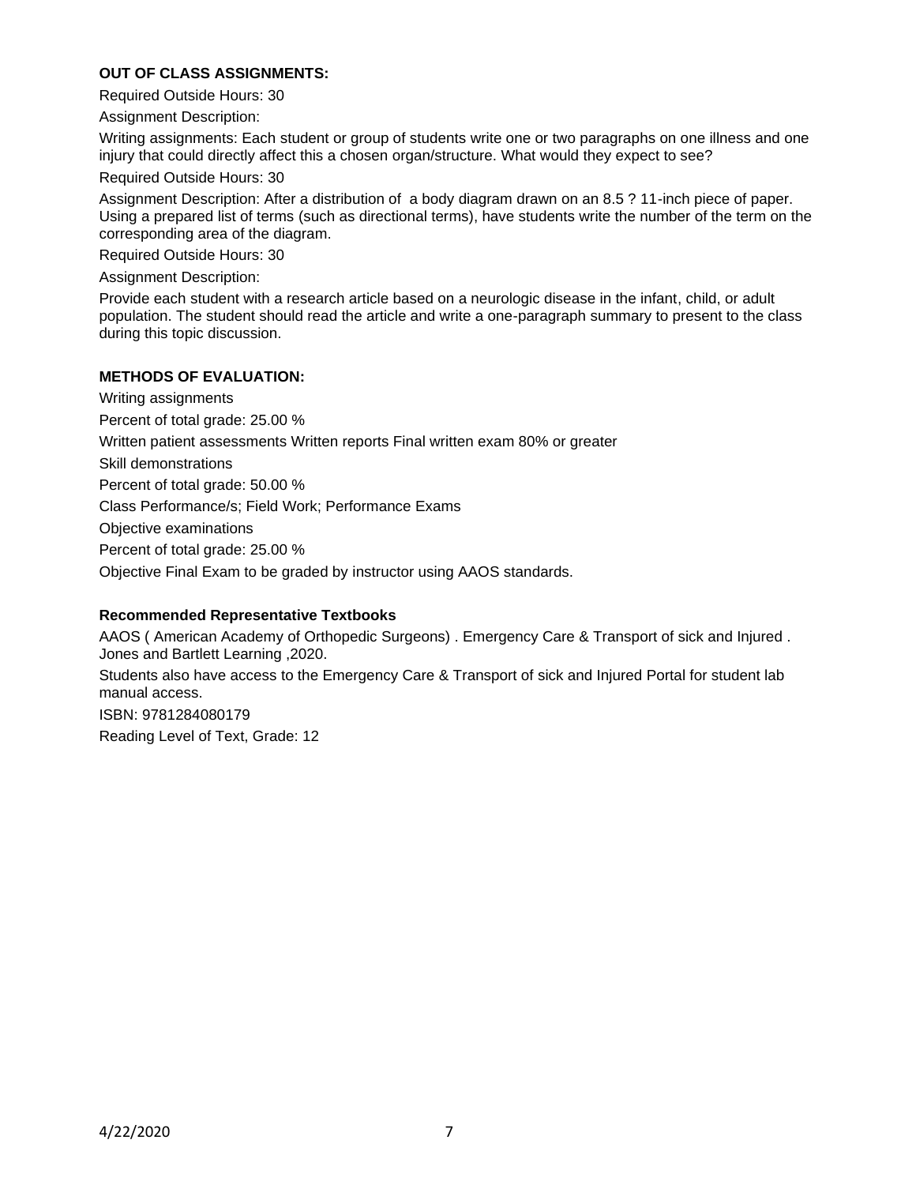**OUT OF CLASS ASSIGNMENTS:**

Required Outside Hours: 30

Assignment Description:

Writing assignments: Each student or group of students write one or two paragraphs on one illness and one injury that could directly affect this a chosen organ/structure. What would they expect to see?

Required Outside Hours: 30

Assignment Description: After a distribution of a body diagram drawn on an 8.5 ? 11-inch piece of paper. Using a prepared list of terms (such as directional terms), have students write the number of the term on the corresponding area of the diagram.

Required Outside Hours: 30

Assignment Description:

Provide each student with a research article based on a neurologic disease in the infant, child, or adult population. The student should read the article and write a one-paragraph summary to present to the class during this topic discussion.

**METHODS OF EVALUATION:**

Writing assignments

Percent of total grade: 25.00 %

Written patient assessments Written reports Final written exam 80% or greater

Skill demonstrations

Percent of total grade: 50.00 %

Class Performance/s; Field Work; Performance Exams

Objective examinations

Percent of total grade: 25.00 %

Objective Final Exam to be graded by instructor using AAOS standards.

**Recommended Representative Textbooks**

AAOS ( American Academy of Orthopedic Surgeons) . Emergency Care & Transport of sick and Injured . Jones and Bartlett Learning ,2020.

Students also have access to the Emergency Care & Transport of sick and Injured Portal for student lab manual access.

ISBN: 9781284080179

Reading Level of Text, Grade: 12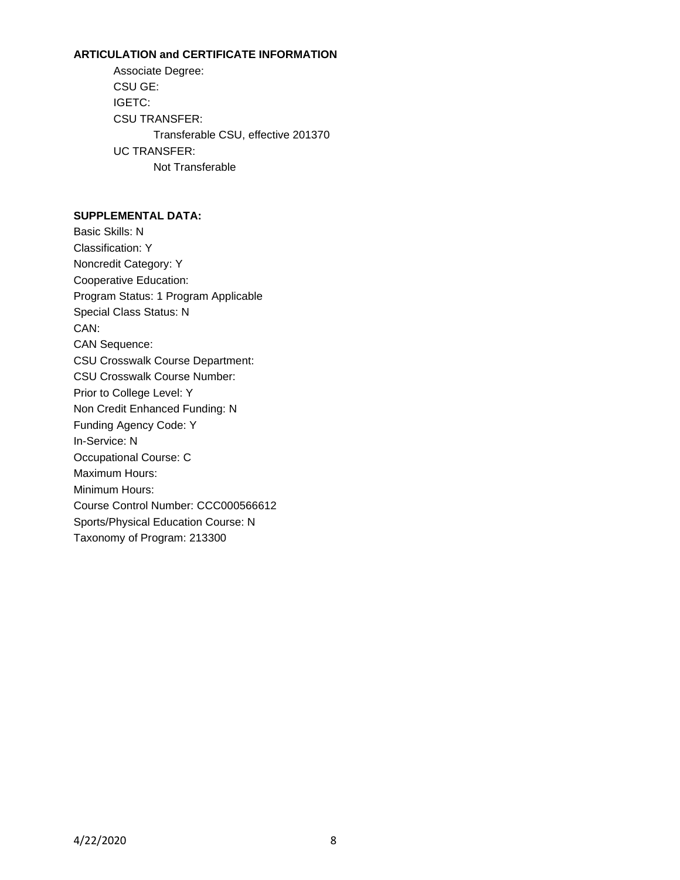**ARTICULATION and CERTIFICATE INFORMATION**

Associate Degree:
CSU GE:
IGETC:
CSU TRANSFER:
Transferable CSU, effective 201370
UC TRANSFER:
Not Transferable

**SUPPLEMENTAL DATA:**

Basic Skills: N
Classification: Y
Noncredit Category: Y
Cooperative Education:
Program Status: 1 Program Applicable
Special Class Status: N
CAN:
CAN Sequence:
CSU Crosswalk Course Department:
CSU Crosswalk Course Number:
Prior to College Level: Y
Non Credit Enhanced Funding: N
Funding Agency Code: Y
In-Service: N
Occupational Course: C
Maximum Hours:
Minimum Hours:
Course Control Number: CCC000566612
Sports/Physical Education Course: N
Taxonomy of Program: 213300